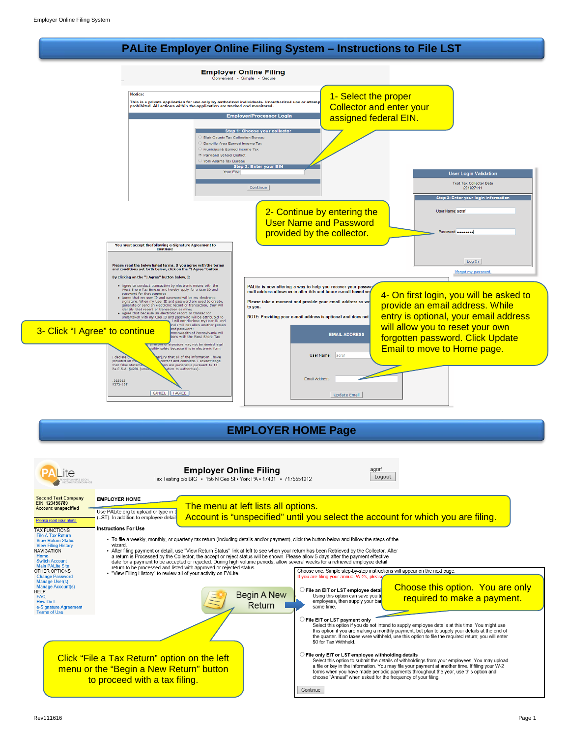# PALite Employer Online Filing System – Instructions to File LST

1- Select the proper Collector and enter your assigned federal EIN.

2- Continue by entering the User Name and Password provided by the collector.

3- Click "I Agree" to continue

4- On first login, you will be asked to provide an email address. While entry is optional, your email address will allow you to reset your own forgotten password. Click Update Email to move to Home page.

## EMPLOYER HOME Page

The menu at left lists all options.
Account is "unspecified" until you select the account for which you are filing.

Choose this option. You are only required to make a payment.

Click "File a Tax Return" option on the left menu or the "Begin a New Return" button to proceed with a tax filing.

Rev111616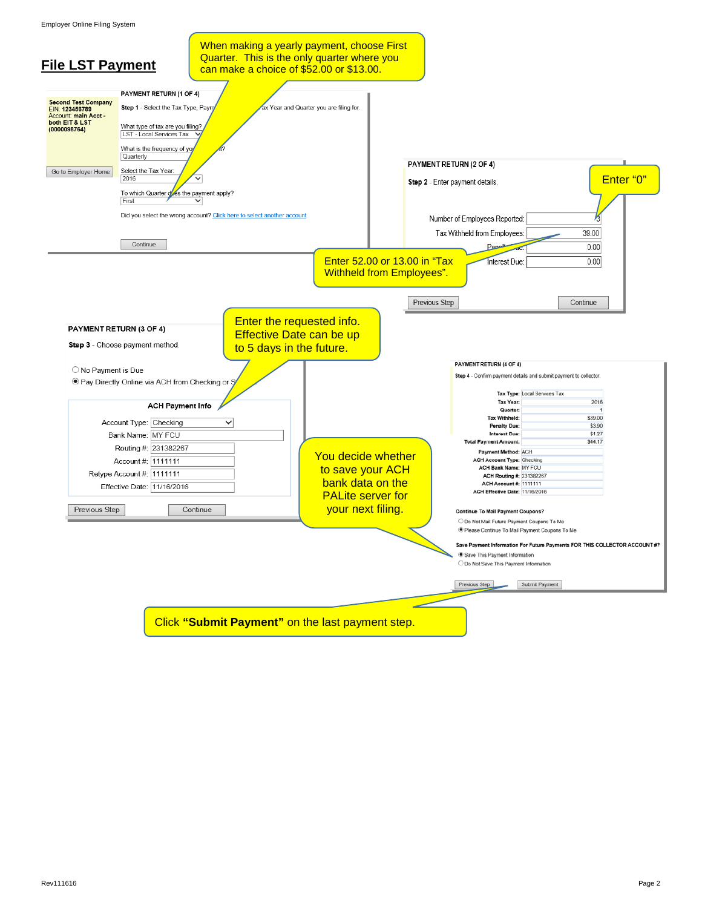## File LST Payment

When making a yearly payment, choose First Quarter. This is the only quarter where you can make a choice of $52.00 or $13.00.

Second Test Company
EIN: 123456789
Account: main Acct - both EIT & LST (0000098764)

Go to Employer Home

**PAYMENT RETURN (1 OF 4)**

**Step 1** - Select the Tax Type, Paym... ...ax Year and Quarter you are filing for.

What type of tax are you filing?
LST - Local Services Tax

What is the frequency of yo... ...t?
Quarterly

Select the Tax Year:
2016

To which Quarter does the payment apply?
First

Did you select the wrong account? Click here to select another account

Continue

**PAYMENT RETURN (2 OF 4)**

**Step 2** - Enter payment details.

Enter "0"

| | |
|---|---|
| Number of Employees Reported: | 3 |
| Tax Withheld from Employees: | 39.00 |
| Penalty Due: | 0.00 |
| Interest Due: | 0.00 |

Enter 52.00 or 13.00 in "Tax Withheld from Employees".

Previous Step | Continue

**PAYMENT RETURN (3 OF 4)**

**Step 3** - Choose payment method.

Enter the requested info. Effective Date can be up to 5 days in the future.

○ No Payment is Due
◉ Pay Directly Online via ACH from Checking or S...

**ACH Payment Info**

| | |
|---|---|
| Account Type: | Checking |
| Bank Name: | MY FCU |
| Routing #: | 231382267 |
| Account #: | 1111111 |
| Retype Account #: | 1111111 |
| Effective Date: | 11/16/2016 |

Previous Step | Continue

**PAYMENT RETURN (4 OF 4)**

**Step 4** - Confirm payment details and submit payment to collector.

| | |
|---|---|
| Tax Type: | Local Services Tax |
| Tax Year: | 2016 |
| Quarter: | 1 |
| Tax Withheld: | $39.00 |
| Penalty Due: | $3.90 |
| Interest Due: | $1.27 |
| Total Payment Amount: | $44.17 |
| Payment Method: | ACH |
| ACH Account Type: | Checking |
| ACH Bank Name: | MY FCU |
| ACH Routing #: | 231382267 |
| ACH Account #: | 1111111 |
| ACH Effective Date: | 11/16/2016 |

You decide whether to save your ACH bank data on the PALite server for your next filing.

**Continue To Mail Payment Coupons?**
○ Do Not Mail Future Payment Coupons To Me
◉ Please Continue To Mail Payment Coupons To Me

**Save Payment Information For Future Payments FOR THIS COLLECTOR ACCOUNT #?**
◉ Save This Payment Information
○ Do Not Save This Payment Information

Previous Step | Submit Payment

Click **"Submit Payment"** on the last payment step.

Rev111616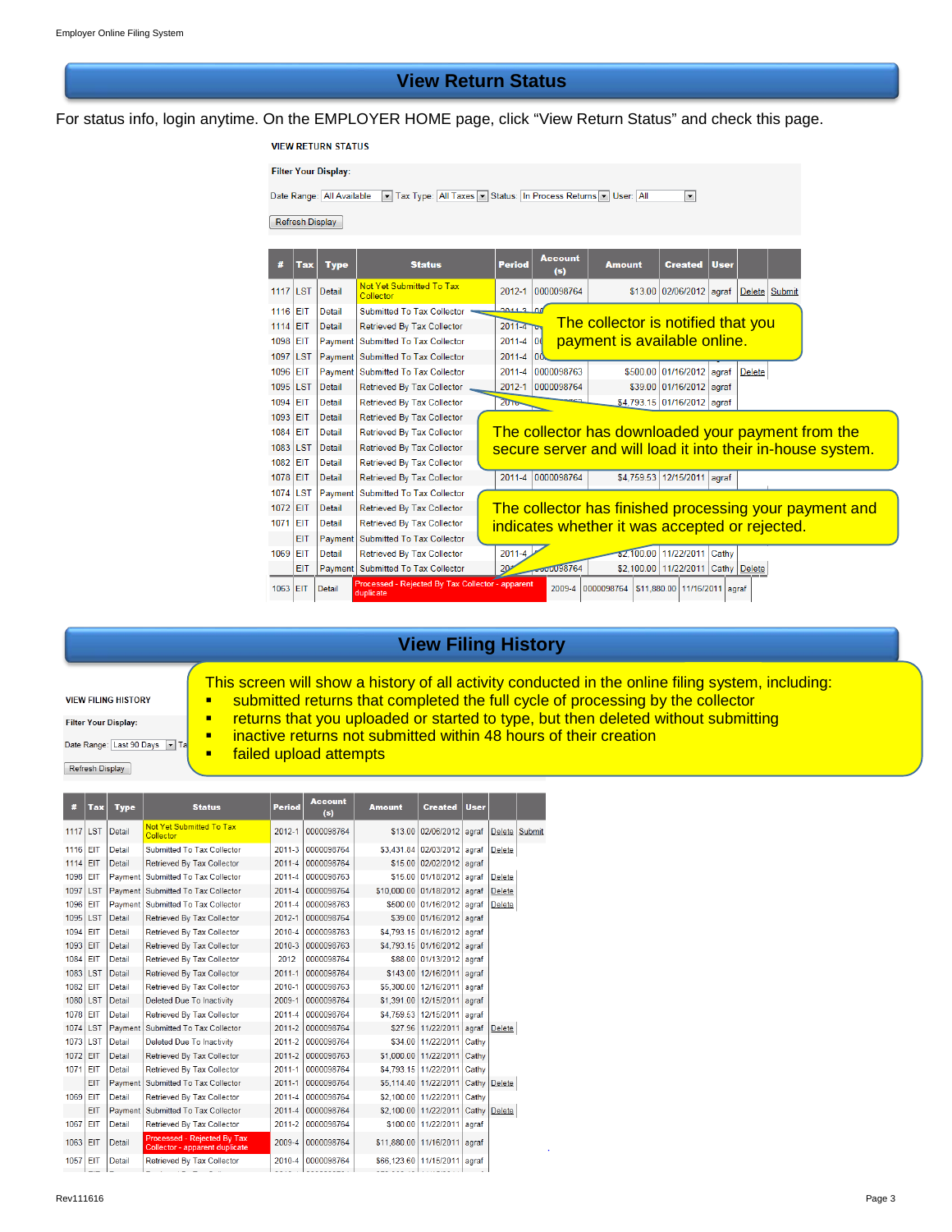# View Return Status

For status info, login anytime. On the EMPLOYER HOME page, click “View Return Status” and check this page.

VIEW RETURN STATUS

Filter Your Display:

Date Range: All Available | Tax Type: All Taxes | Status: In Process Returns | User: All

Refresh Display

| # | Tax | Type | Status | Period | Account (s) | Amount | Created | User | | |
|---|---|---|---|---|---|---|---|---|---|---|
| 1117 | LST | Detail | Not Yet Submitted To Tax Collector | 2012-1 | 0000098764 | $13.00 | 02/06/2012 | agraf | Delete | Submit |
| 1116 | EIT | Detail | Submitted To Tax Collector | | | | | | | |
| 1114 | EIT | Detail | Retrieved By Tax Collector | 2011-4 | | | | | | |
| 1098 | EIT | Payment | Submitted To Tax Collector | 2011-4 | | | | | | |
| 1097 | LST | Payment | Submitted To Tax Collector | 2011-4 | | | | | | |
| 1096 | EIT | Payment | Submitted To Tax Collector | 2011-4 | 0000098763 | $500.00 | 01/16/2012 | agraf | Delete | |
| 1095 | LST | Detail | Retrieved By Tax Collector | 2012-1 | 0000098764 | $39.00 | 01/16/2012 | agraf | | |
| 1094 | EIT | Detail | Retrieved By Tax Collector | | | $4,793.15 | 01/16/2012 | agraf | | |
| 1093 | EIT | Detail | Retrieved By Tax Collector | | | | | | | |
| 1084 | EIT | Detail | Retrieved By Tax Collector | | | | | | | |
| 1083 | LST | Detail | Retrieved By Tax Collector | | | | | | | |
| 1082 | EIT | Detail | Retrieved By Tax Collector | | | | | | | |
| 1078 | EIT | Detail | Retrieved By Tax Collector | 2011-4 | 0000098764 | $4,759.53 | 12/15/2011 | agraf | | |
| 1074 | LST | Payment | Submitted To Tax Collector | | | | | | | |
| 1072 | EIT | Detail | Retrieved By Tax Collector | | | | | | | |
| 1071 | EIT | Detail | Retrieved By Tax Collector | | | | | | | |
| | EIT | Payment | Submitted To Tax Collector | | | | | | | |
| 1069 | EIT | Detail | Retrieved By Tax Collector | 2011-4 | | $2,100.00 | 11/22/2011 | Cathy | | |
| | EIT | Payment | Submitted To Tax Collector | | 0000098764 | $2,100.00 | 11/22/2011 | Cathy | Delete | |
| 1063 | EIT | Detail | Processed - Rejected By Tax Collector - apparent duplicate | 2009-4 | 0000098764 | $11,880.00 | 11/16/2011 | agraf | | |

The collector is notified that you payment is available online.

The collector has downloaded your payment from the secure server and will load it into their in-house system.

The collector has finished processing your payment and indicates whether it was accepted or rejected.

# View Filing History

This screen will show a history of all activity conducted in the online filing system, including:

- submitted returns that completed the full cycle of processing by the collector
- returns that you uploaded or started to type, but then deleted without submitting
- inactive returns not submitted within 48 hours of their creation
- failed upload attempts

VIEW FILING HISTORY

Filter Your Display:

Date Range: Last 90 Days

Refresh Display

| # | Tax | Type | Status | Period | Account (s) | Amount | Created | User | | |
|---|---|---|---|---|---|---|---|---|---|---|
| 1117 | LST | Detail | Not Yet Submitted To Tax Collector | 2012-1 | 0000098764 | $13.00 | 02/06/2012 | agraf | Delete | Submit |
| 1116 | EIT | Detail | Submitted To Tax Collector | 2011-3 | 0000098764 | $3,431.84 | 02/03/2012 | agraf | Delete | |
| 1114 | EIT | Detail | Retrieved By Tax Collector | 2011-4 | 0000098764 | $15.00 | 02/02/2012 | agraf | | |
| 1098 | EIT | Payment | Submitted To Tax Collector | 2011-4 | 0000098763 | $15.00 | 01/18/2012 | agraf | Delete | |
| 1097 | LST | Payment | Submitted To Tax Collector | 2011-4 | 0000098764 | $10,000.00 | 01/18/2012 | agraf | Delete | |
| 1096 | EIT | Payment | Submitted To Tax Collector | 2011-4 | 0000098763 | $500.00 | 01/16/2012 | agraf | Delete | |
| 1095 | LST | Detail | Retrieved By Tax Collector | 2012-1 | 0000098764 | $39.00 | 01/16/2012 | agraf | | |
| 1094 | EIT | Detail | Retrieved By Tax Collector | 2010-4 | 0000098763 | $4,793.15 | 01/16/2012 | agraf | | |
| 1093 | EIT | Detail | Retrieved By Tax Collector | 2010-3 | 0000098763 | $4,793.15 | 01/16/2012 | agraf | | |
| 1084 | EIT | Detail | Retrieved By Tax Collector | 2012 | 0000098764 | $88.00 | 01/13/2012 | agraf | | |
| 1083 | LST | Detail | Retrieved By Tax Collector | 2011-1 | 0000098764 | $143.00 | 12/16/2011 | agraf | | |
| 1082 | EIT | Detail | Retrieved By Tax Collector | 2010-1 | 0000098763 | $5,300.00 | 12/16/2011 | agraf | | |
| 1080 | LST | Detail | Deleted Due To Inactivity | 2009-1 | 0000098764 | $1,391.00 | 12/15/2011 | agraf | | |
| 1078 | EIT | Detail | Retrieved By Tax Collector | 2011-4 | 0000098764 | $4,759.53 | 12/15/2011 | agraf | | |
| 1074 | LST | Payment | Submitted To Tax Collector | 2011-2 | 0000098764 | $27.96 | 11/22/2011 | agraf | Delete | |
| 1073 | LST | Detail | Deleted Due To Inactivity | 2011-2 | 0000098764 | $34.00 | 11/22/2011 | Cathy | | |
| 1072 | EIT | Detail | Retrieved By Tax Collector | 2011-2 | 0000098763 | $1,000.00 | 11/22/2011 | Cathy | | |
| 1071 | EIT | Detail | Retrieved By Tax Collector | 2011-1 | 0000098764 | $4,793.15 | 11/22/2011 | Cathy | | |
| | EIT | Payment | Submitted To Tax Collector | 2011-1 | 0000098764 | $5,114.40 | 11/22/2011 | Cathy | Delete | |
| 1069 | EIT | Detail | Retrieved By Tax Collector | 2011-4 | 0000098764 | $2,100.00 | 11/22/2011 | Cathy | | |
| | EIT | Payment | Submitted To Tax Collector | 2011-4 | 0000098764 | $2,100.00 | 11/22/2011 | Cathy | Delete | |
| 1067 | EIT | Detail | Retrieved By Tax Collector | 2011-2 | 0000098764 | $100.00 | 11/22/2011 | agraf | | |
| 1063 | EIT | Detail | Processed - Rejected By Tax Collector - apparent duplicate | 2009-4 | 0000098764 | $11,880.00 | 11/16/2011 | agraf | | |
| 1057 | EIT | Detail | Retrieved By Tax Collector | 2010-4 | 0000098764 | $66,123.60 | 11/15/2011 | agraf | | |

Rev111616